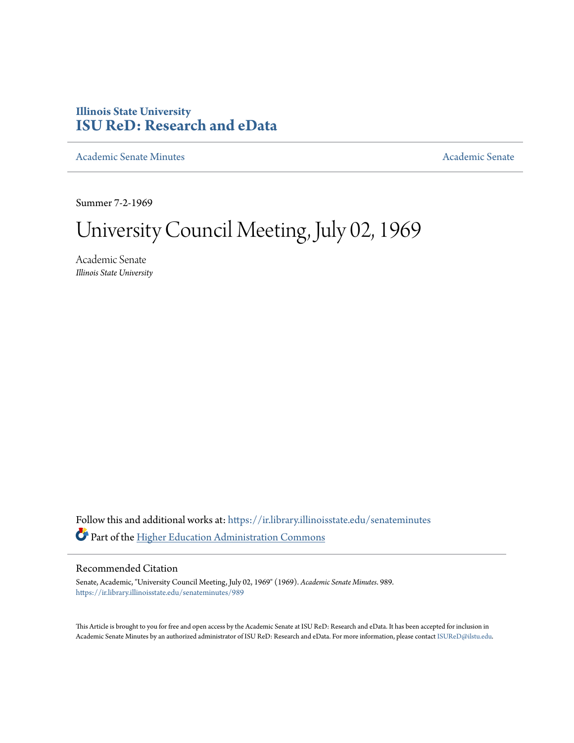**Illinois State University**
**ISU ReD: Research and eData**

Academic Senate Minutes | Academic Senate

Summer 7-2-1969

# University Council Meeting, July 02, 1969

Academic Senate
*Illinois State University*

Follow this and additional works at: https://ir.library.illinoisstate.edu/senateminutes

Part of the Higher Education Administration Commons

## Recommended Citation

Senate, Academic, "University Council Meeting, July 02, 1969" (1969). *Academic Senate Minutes*. 989.
https://ir.library.illinoisstate.edu/senateminutes/989

This Article is brought to you for free and open access by the Academic Senate at ISU ReD: Research and eData. It has been accepted for inclusion in Academic Senate Minutes by an authorized administrator of ISU ReD: Research and eData. For more information, please contact ISUReD@ilstu.edu.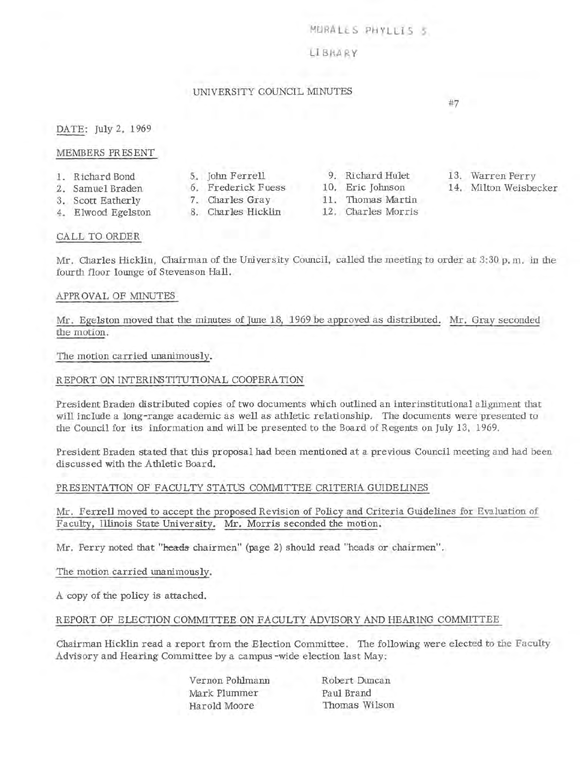MORALES PHYLLIS S

LIBRARY

# UNIVERSITY COUNCIL MINUTES

#7

DATE: July 2, 1969

## MEMBERS PRESENT

1. Richard Bond
2. Samuel Braden
3. Scott Eatherly
4. Elwood Egelston
5. John Ferrell
6. Frederick Fuess
7. Charles Gray
8. Charles Hicklin
9. Richard Hulet
10. Eric Johnson
11. Thomas Martin
12. Charles Morris
13. Warren Perry
14. Milton Weisbecker

## CALL TO ORDER

Mr. Charles Hicklin, Chairman of the University Council, called the meeting to order at 3:30 p.m. in the fourth floor lounge of Stevenson Hall.

## APPROVAL OF MINUTES

Mr. Egelston moved that the minutes of June 18, 1969 be approved as distributed. Mr. Gray seconded the motion.

The motion carried unanimously.

## REPORT ON INTERINSTITUTIONAL COOPERATION

President Braden distributed copies of two documents which outlined an interinstitutional alignment that will include a long-range academic as well as athletic relationship. The documents were presented to the Council for its information and will be presented to the Board of Regents on July 13, 1969.

President Braden stated that this proposal had been mentioned at a previous Council meeting and had been discussed with the Athletic Board.

## PRESENTATION OF FACULTY STATUS COMMITTEE CRITERIA GUIDELINES

Mr. Ferrell moved to accept the proposed Revision of Policy and Criteria Guidelines for Evaluation of Faculty, Illinois State University. Mr. Morris seconded the motion.

Mr. Perry noted that "heads chairmen" (page 2) should read "heads or chairmen".

The motion carried unanimously.

A copy of the policy is attached.

## REPORT OF ELECTION COMMITTEE ON FACULTY ADVISORY AND HEARING COMMITTEE

Chairman Hicklin read a report from the Election Committee. The following were elected to the Faculty Advisory and Hearing Committee by a campus-wide election last May:

Vernon Pohlmann
Mark Plummer
Harold Moore
Robert Duncan
Paul Brand
Thomas Wilson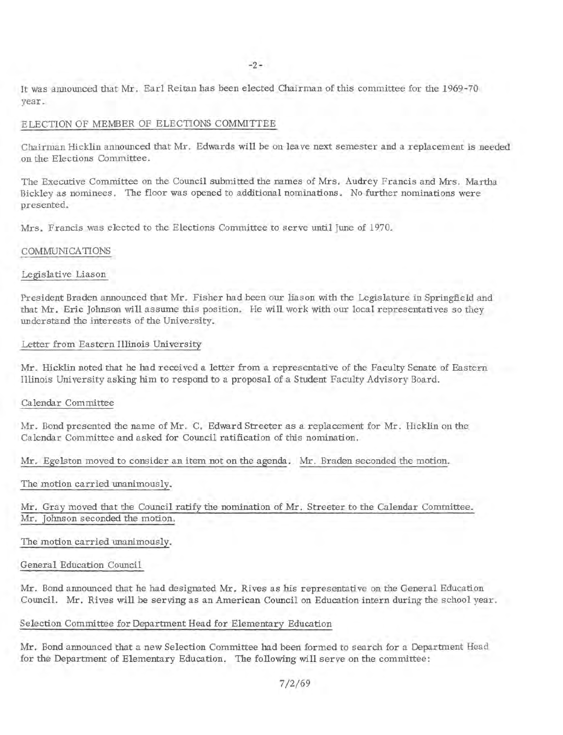It was announced that Mr. Earl Reitan has been elected Chairman of this committee for the 1969-70 year.

## ELECTION OF MEMBER OF ELECTIONS COMMITTEE

Chairman Hicklin announced that Mr. Edwards will be on leave next semester and a replacement is needed on the Elections Committee.

The Executive Committee on the Council submitted the names of Mrs. Audrey Francis and Mrs. Martha Bickley as nominees. The floor was opened to additional nominations. No further nominations were presented.

Mrs. Francis was elected to the Elections Committee to serve until June of 1970.

## COMMUNICATIONS

### Legislative Liason

President Braden announced that Mr. Fisher had been our liason with the Legislature in Springfield and that Mr. Eric Johnson will assume this position. He will work with our local representatives so they understand the interests of the University.

### Letter from Eastern Illinois University

Mr. Hicklin noted that he had received a letter from a representative of the Faculty Senate of Eastern Illinois University asking him to respond to a proposal of a Student Faculty Advisory Board.

### Calendar Committee

Mr. Bond presented the name of Mr. C. Edward Streeter as a replacement for Mr. Hicklin on the Calendar Committee and asked for Council ratification of this nomination.

Mr. Egelston moved to consider an item not on the agenda. Mr. Braden seconded the motion.

The motion carried unanimously.

Mr. Gray moved that the Council ratify the nomination of Mr. Streeter to the Calendar Committee. Mr. Johnson seconded the motion.

The motion carried unanimously.

### General Education Council

Mr. Bond announced that he had designated Mr. Rives as his representative on the General Education Council. Mr. Rives will be serving as an American Council on Education intern during the school year.

### Selection Committee for Department Head for Elementary Education

Mr. Bond announced that a new Selection Committee had been formed to search for a Department Head for the Department of Elementary Education. The following will serve on the committee:

7/2/69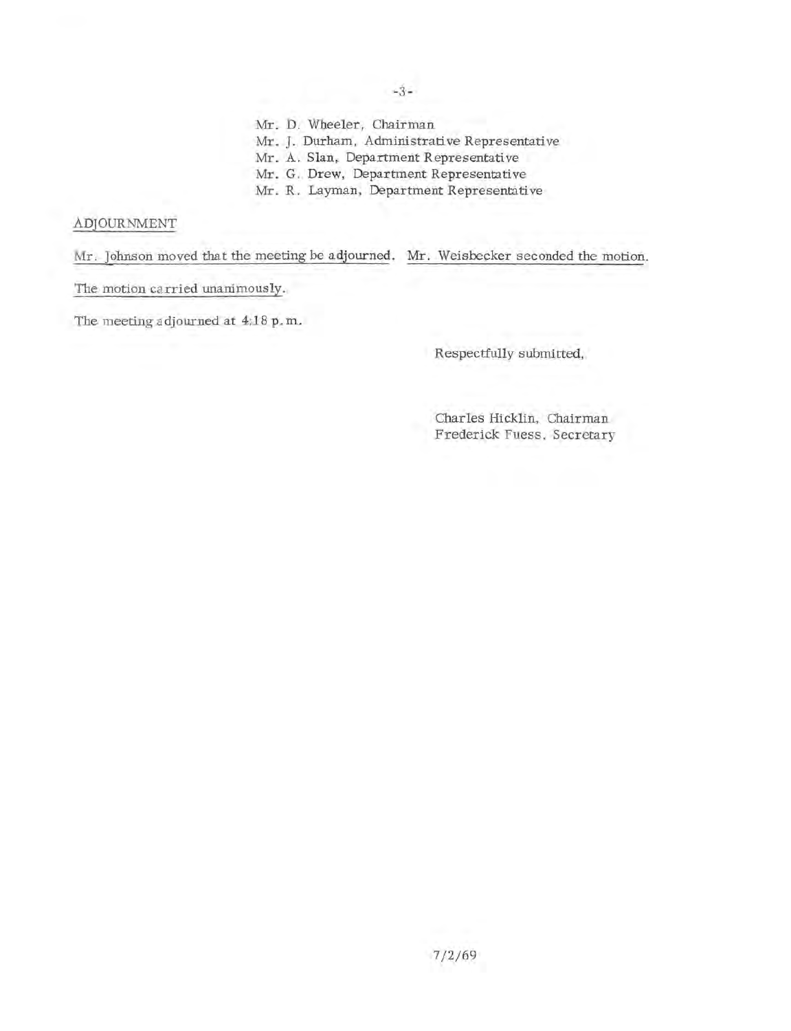Mr. D. Wheeler, Chairman
Mr. J. Durham, Administrative Representative
Mr. A. Slan, Department Representative
Mr. G. Drew, Department Representative
Mr. R. Layman, Department Representative

ADJOURNMENT

Mr. Johnson moved that the meeting be adjourned. Mr. Weisbecker seconded the motion.

The motion carried unanimously.

The meeting adjourned at 4:18 p.m.

Respectfully submitted,

Charles Hicklin, Chairman
Frederick Fuess, Secretary

7/2/69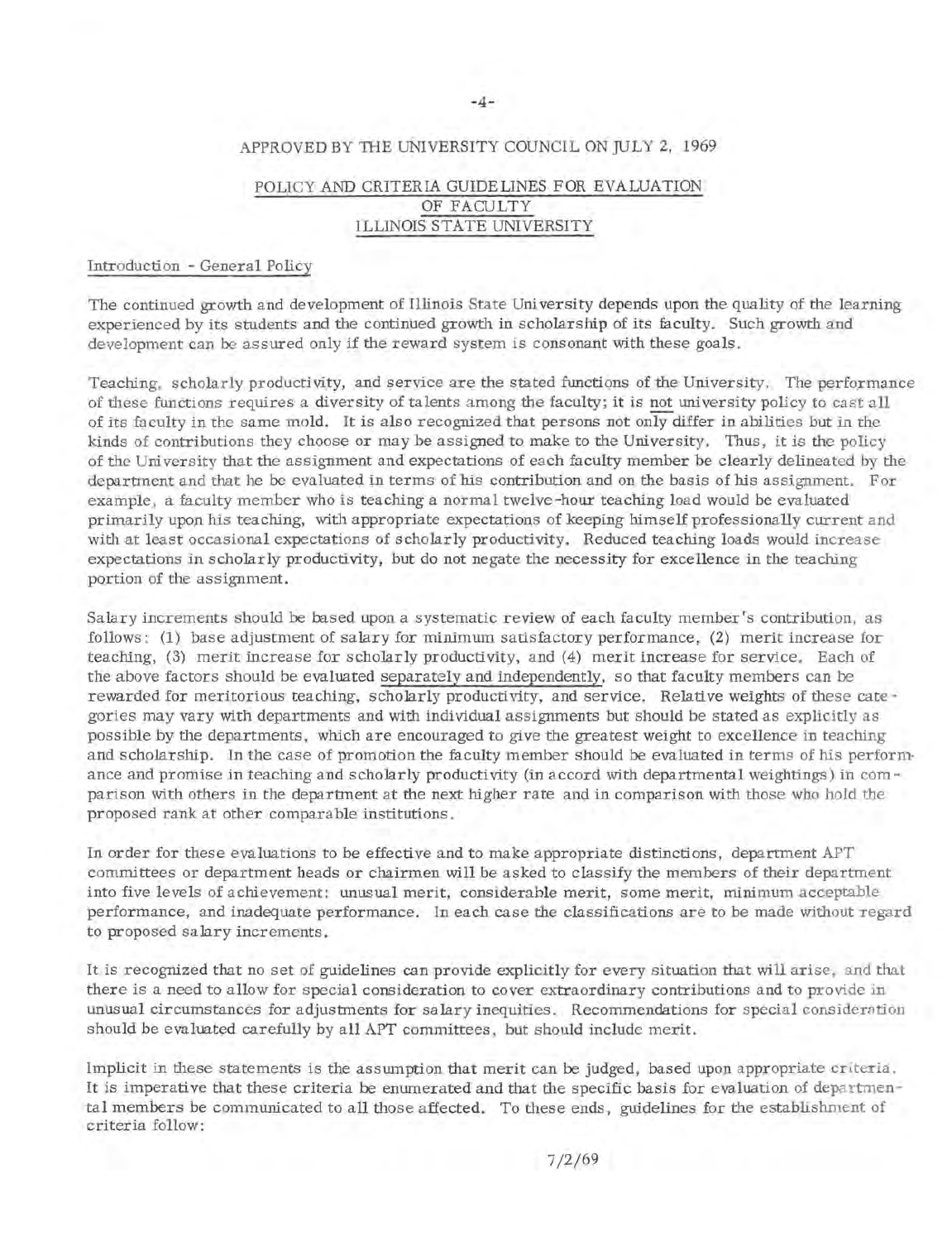APPROVED BY THE UNIVERSITY COUNCIL ON JULY 2, 1969

## POLICY AND CRITERIA GUIDELINES FOR EVALUATION OF FACULTY ILLINOIS STATE UNIVERSITY

### Introduction - General Policy

The continued growth and development of Illinois State University depends upon the quality of the learning experienced by its students and the continued growth in scholarship of its faculty. Such growth and development can be assured only if the reward system is consonant with these goals.

Teaching, scholarly productivity, and service are the stated functions of the University. The performance of these functions requires a diversity of talents among the faculty; it is not university policy to cast all of its faculty in the same mold. It is also recognized that persons not only differ in abilities but in the kinds of contributions they choose or may be assigned to make to the University. Thus, it is the policy of the University that the assignment and expectations of each faculty member be clearly delineated by the department and that he be evaluated in terms of his contribution and on the basis of his assignment. For example, a faculty member who is teaching a normal twelve-hour teaching load would be evaluated primarily upon his teaching, with appropriate expectations of keeping himself professionally current and with at least occasional expectations of scholarly productivity. Reduced teaching loads would increase expectations in scholarly productivity, but do not negate the necessity for excellence in the teaching portion of the assignment.

Salary increments should be based upon a systematic review of each faculty member's contribution, as follows: (1) base adjustment of salary for minimum satisfactory performance, (2) merit increase for teaching, (3) merit increase for scholarly productivity, and (4) merit increase for service. Each of the above factors should be evaluated separately and independently, so that faculty members can be rewarded for meritorious teaching, scholarly productivity, and service. Relative weights of these categories may vary with departments and with individual assignments but should be stated as explicitly as possible by the departments, which are encouraged to give the greatest weight to excellence in teaching and scholarship. In the case of promotion the faculty member should be evaluated in terms of his performance and promise in teaching and scholarly productivity (in accord with departmental weightings) in comparison with others in the department at the next higher rate and in comparison with those who hold the proposed rank at other comparable institutions.

In order for these evaluations to be effective and to make appropriate distinctions, department APT committees or department heads or chairmen will be asked to classify the members of their department into five levels of achievement: unusual merit, considerable merit, some merit, minimum acceptable performance, and inadequate performance. In each case the classifications are to be made without regard to proposed salary increments.

It is recognized that no set of guidelines can provide explicitly for every situation that will arise, and that there is a need to allow for special consideration to cover extraordinary contributions and to provide in unusual circumstances for adjustments for salary inequities. Recommendations for special consideration should be evaluated carefully by all APT committees, but should include merit.

Implicit in these statements is the assumption that merit can be judged, based upon appropriate criteria. It is imperative that these criteria be enumerated and that the specific basis for evaluation of departmental members be communicated to all those affected. To these ends, guidelines for the establishment of criteria follow:

7/2/69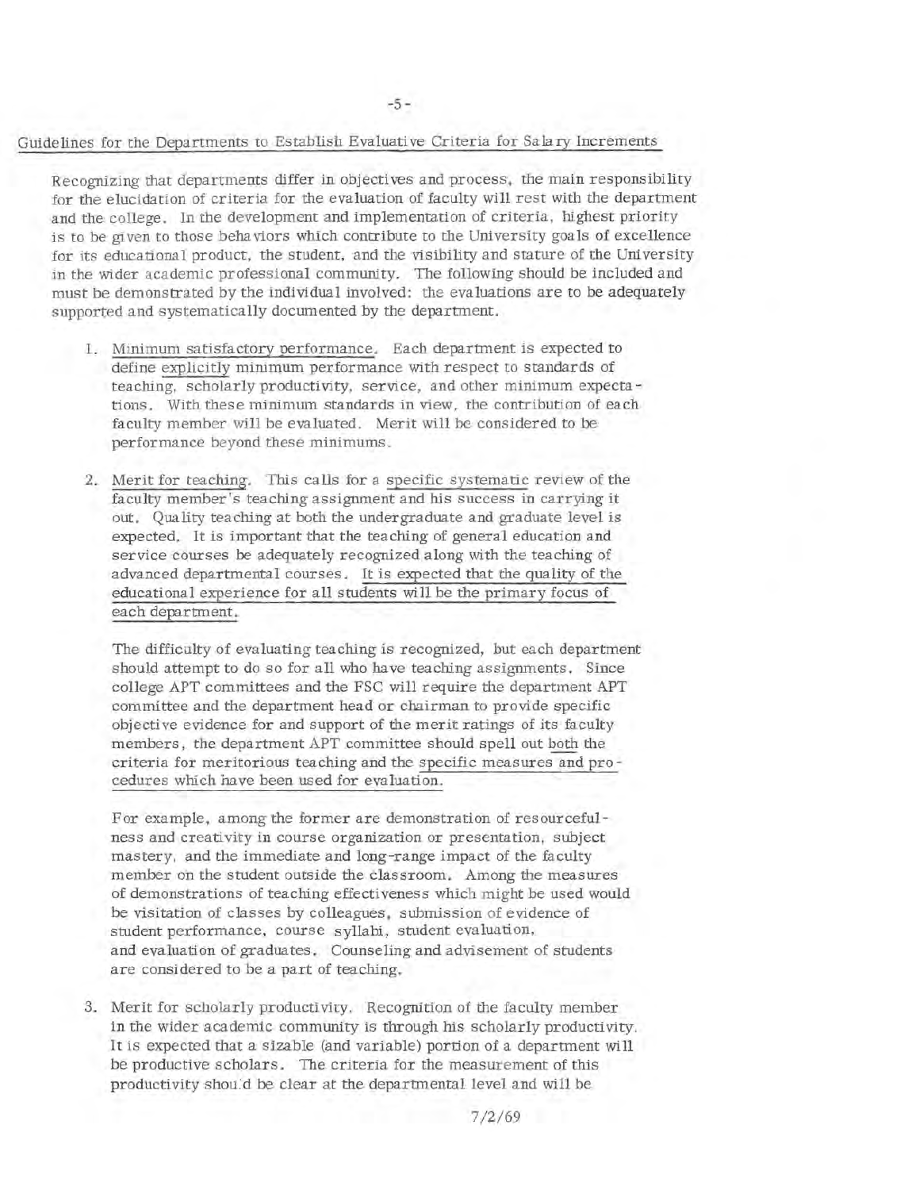## Guidelines for the Departments to Establish Evaluative Criteria for Salary Increments

Recognizing that departments differ in objectives and process, the main responsibility for the elucidation of criteria for the evaluation of faculty will rest with the department and the college. In the development and implementation of criteria, highest priority is to be given to those behaviors which contribute to the University goals of excellence for its educational product, the student, and the visibility and stature of the University in the wider academic professional community. The following should be included and must be demonstrated by the individual involved: the evaluations are to be adequately supported and systematically documented by the department.

1. Minimum satisfactory performance. Each department is expected to define explicitly minimum performance with respect to standards of teaching, scholarly productivity, service, and other minimum expectations. With these minimum standards in view, the contribution of each faculty member will be evaluated. Merit will be considered to be performance beyond these minimums.

2. Merit for teaching. This calls for a specific systematic review of the faculty member's teaching assignment and his success in carrying it out. Quality teaching at both the undergraduate and graduate level is expected. It is important that the teaching of general education and service courses be adequately recognized along with the teaching of advanced departmental courses. It is expected that the quality of the educational experience for all students will be the primary focus of each department.

   The difficulty of evaluating teaching is recognized, but each department should attempt to do so for all who have teaching assignments. Since college APT committees and the FSC will require the department APT committee and the department head or chairman to provide specific objective evidence for and support of the merit ratings of its faculty members, the department APT committee should spell out both the criteria for meritorious teaching and the specific measures and procedures which have been used for evaluation.

   For example, among the former are demonstration of resourcefulness and creativity in course organization or presentation, subject mastery, and the immediate and long-range impact of the faculty member on the student outside the classroom. Among the measures of demonstrations of teaching effectiveness which might be used would be visitation of classes by colleagues, submission of evidence of student performance, course syllabi, student evaluation, and evaluation of graduates. Counseling and advisement of students are considered to be a part of teaching.

3. Merit for scholarly productivity. Recognition of the faculty member in the wider academic community is through his scholarly productivity. It is expected that a sizable (and variable) portion of a department will be productive scholars. The criteria for the measurement of this productivity should be clear at the departmental level and will be

7/2/69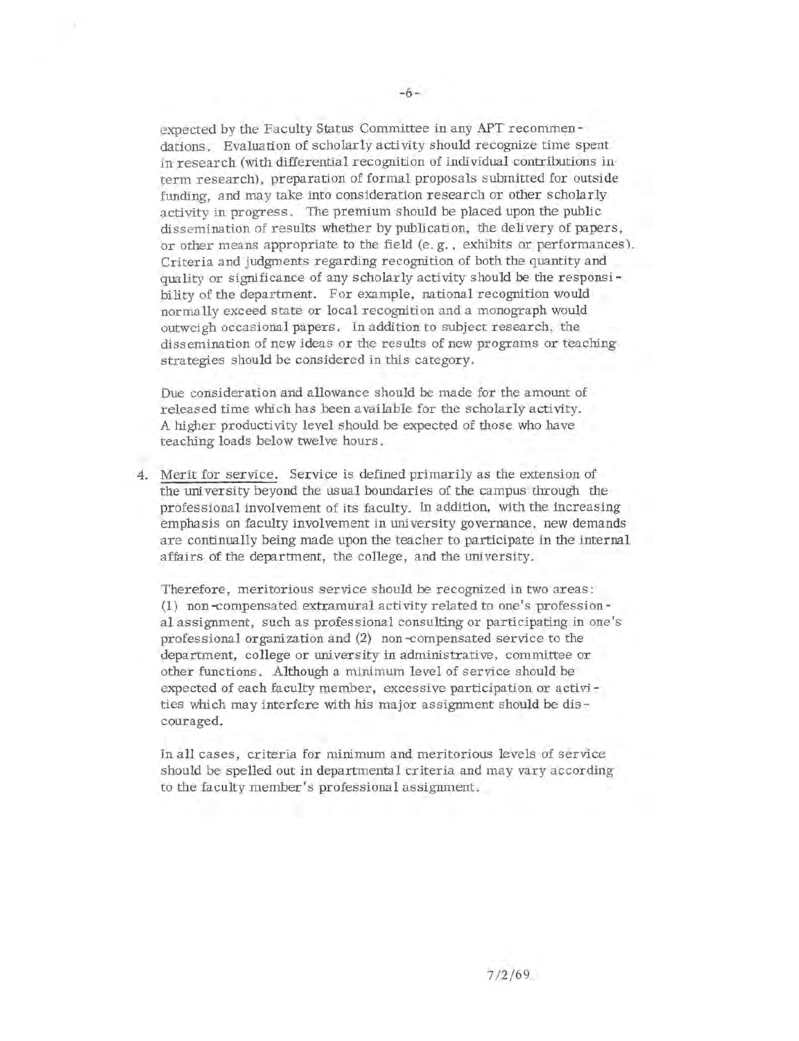expected by the Faculty Status Committee in any APT recommendations. Evaluation of scholarly activity should recognize time spent in research (with differential recognition of individual contributions in term research), preparation of formal proposals submitted for outside funding, and may take into consideration research or other scholarly activity in progress. The premium should be placed upon the public dissemination of results whether by publication, the delivery of papers, or other means appropriate to the field (e.g., exhibits or performances). Criteria and judgments regarding recognition of both the quantity and quality or significance of any scholarly activity should be the responsibility of the department. For example, national recognition would normally exceed state or local recognition and a monograph would outweigh occasional papers. In addition to subject research, the dissemination of new ideas or the results of new programs or teaching strategies should be considered in this category.

Due consideration and allowance should be made for the amount of released time which has been available for the scholarly activity. A higher productivity level should be expected of those who have teaching loads below twelve hours.

4. Merit for service. Service is defined primarily as the extension of the university beyond the usual boundaries of the campus through the professional involvement of its faculty. In addition, with the increasing emphasis on faculty involvement in university governance, new demands are continually being made upon the teacher to participate in the internal affairs of the department, the college, and the university.

   Therefore, meritorious service should be recognized in two areas: (1) non-compensated extramural activity related to one's professional assignment, such as professional consulting or participating in one's professional organization and (2) non-compensated service to the department, college or university in administrative, committee or other functions. Although a minimum level of service should be expected of each faculty member, excessive participation or activities which may interfere with his major assignment should be discouraged.

   In all cases, criteria for minimum and meritorious levels of service should be spelled out in departmental criteria and may vary according to the faculty member's professional assignment.

7/2/69